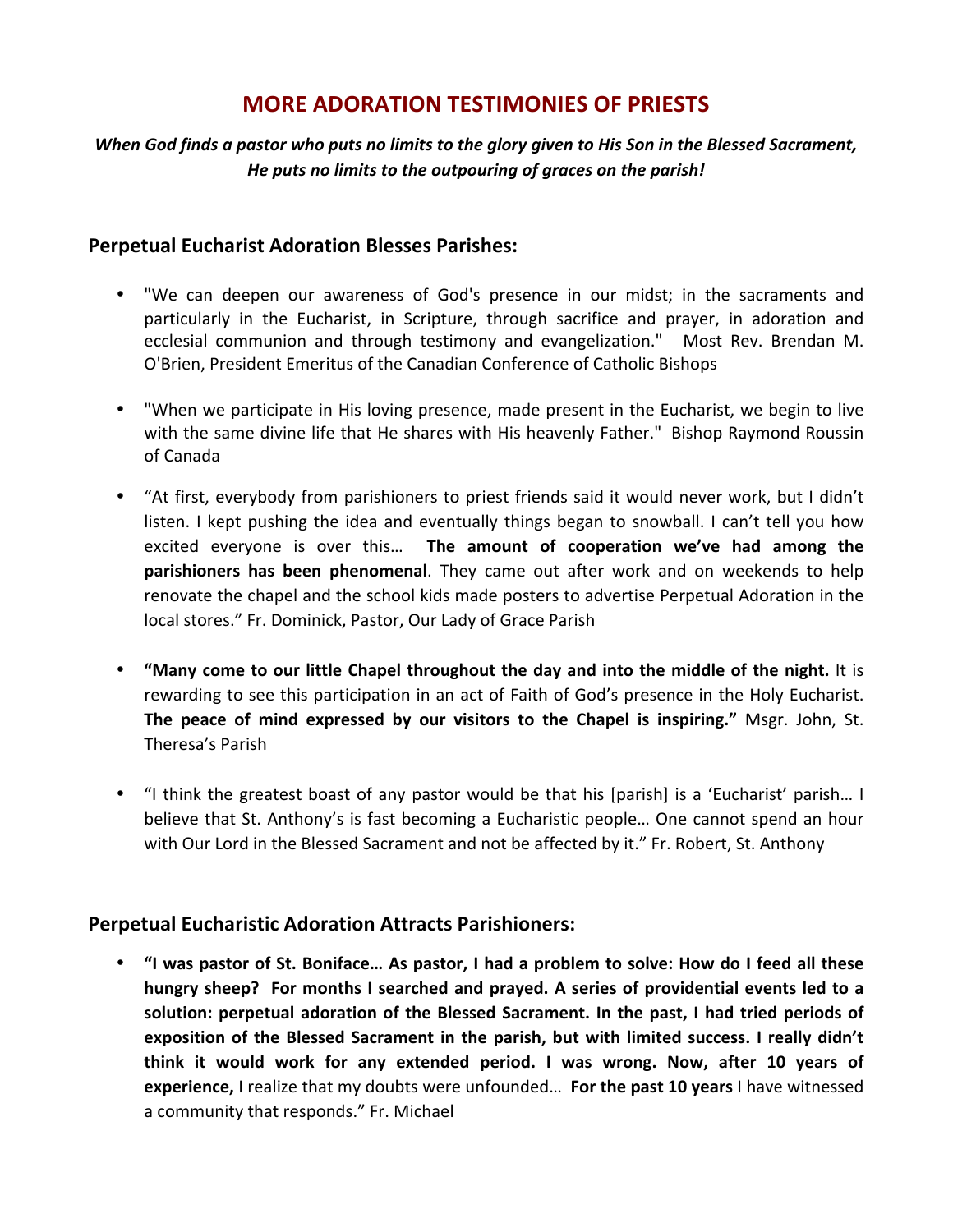# MORE ADORATION TESTIMONIES OF PRIESTS

***When God finds a pastor who puts no limits to the glory given to His Son in the Blessed Sacrament, He puts no limits to the outpouring of graces on the parish!***

## Perpetual Eucharist Adoration Blesses Parishes:

- "We can deepen our awareness of God's presence in our midst; in the sacraments and particularly in the Eucharist, in Scripture, through sacrifice and prayer, in adoration and ecclesial communion and through testimony and evangelization." Most Rev. Brendan M. O'Brien, President Emeritus of the Canadian Conference of Catholic Bishops

- "When we participate in His loving presence, made present in the Eucharist, we begin to live with the same divine life that He shares with His heavenly Father." Bishop Raymond Roussin of Canada

- "At first, everybody from parishioners to priest friends said it would never work, but I didn't listen. I kept pushing the idea and eventually things began to snowball. I can't tell you how excited everyone is over this… **The amount of cooperation we've had among the parishioners has been phenomenal**. They came out after work and on weekends to help renovate the chapel and the school kids made posters to advertise Perpetual Adoration in the local stores." Fr. Dominick, Pastor, Our Lady of Grace Parish

- **"Many come to our little Chapel throughout the day and into the middle of the night.** It is rewarding to see this participation in an act of Faith of God's presence in the Holy Eucharist. **The peace of mind expressed by our visitors to the Chapel is inspiring."** Msgr. John, St. Theresa's Parish

- "I think the greatest boast of any pastor would be that his [parish] is a 'Eucharist' parish… I believe that St. Anthony's is fast becoming a Eucharistic people… One cannot spend an hour with Our Lord in the Blessed Sacrament and not be affected by it." Fr. Robert, St. Anthony

## Perpetual Eucharistic Adoration Attracts Parishioners:

- **"I was pastor of St. Boniface… As pastor, I had a problem to solve: How do I feed all these hungry sheep? For months I searched and prayed. A series of providential events led to a solution: perpetual adoration of the Blessed Sacrament. In the past, I had tried periods of exposition of the Blessed Sacrament in the parish, but with limited success. I really didn't think it would work for any extended period. I was wrong. Now, after 10 years of experience,** I realize that my doubts were unfounded… **For the past 10 years** I have witnessed a community that responds." Fr. Michael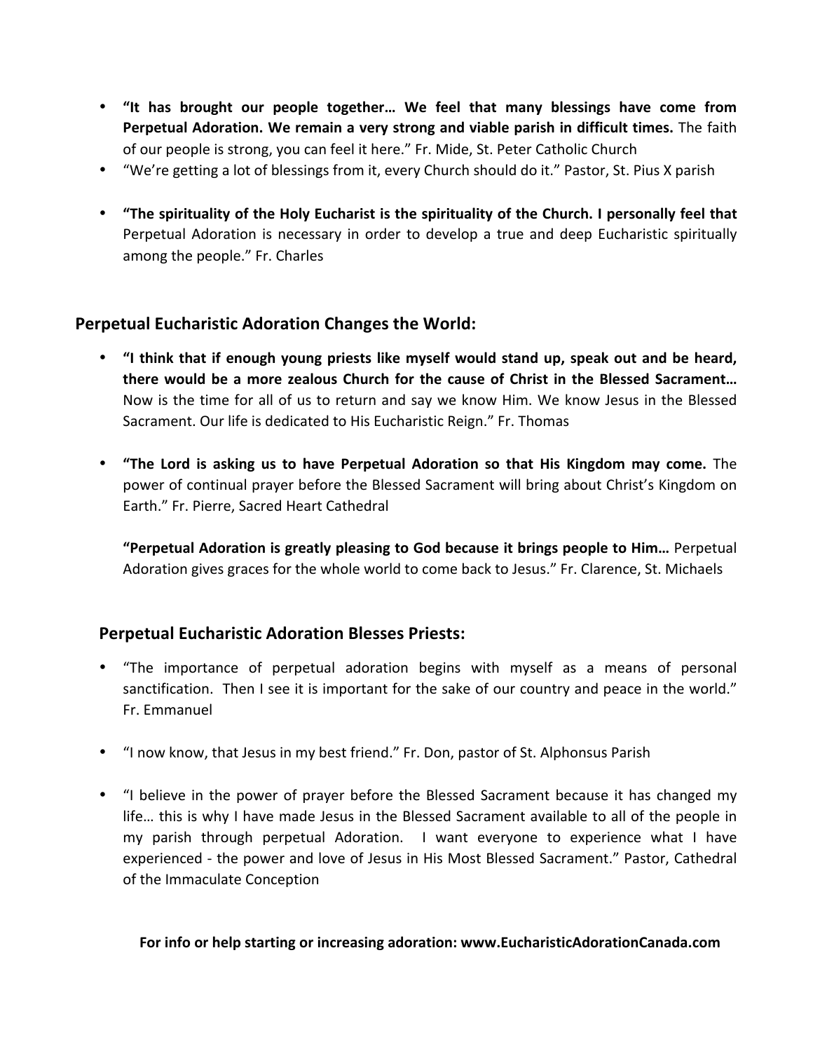- **"It has brought our people together… We feel that many blessings have come from Perpetual Adoration. We remain a very strong and viable parish in difficult times.** The faith of our people is strong, you can feel it here." Fr. Mide, St. Peter Catholic Church
- "We're getting a lot of blessings from it, every Church should do it." Pastor, St. Pius X parish

- **"The spirituality of the Holy Eucharist is the spirituality of the Church. I personally feel that** Perpetual Adoration is necessary in order to develop a true and deep Eucharistic spiritually among the people." Fr. Charles

## Perpetual Eucharistic Adoration Changes the World:

- **"I think that if enough young priests like myself would stand up, speak out and be heard, there would be a more zealous Church for the cause of Christ in the Blessed Sacrament…** Now is the time for all of us to return and say we know Him. We know Jesus in the Blessed Sacrament. Our life is dedicated to His Eucharistic Reign." Fr. Thomas

- **"The Lord is asking us to have Perpetual Adoration so that His Kingdom may come.** The power of continual prayer before the Blessed Sacrament will bring about Christ's Kingdom on Earth." Fr. Pierre, Sacred Heart Cathedral

  **"Perpetual Adoration is greatly pleasing to God because it brings people to Him…** Perpetual Adoration gives graces for the whole world to come back to Jesus." Fr. Clarence, St. Michaels

## Perpetual Eucharistic Adoration Blesses Priests:

- "The importance of perpetual adoration begins with myself as a means of personal sanctification. Then I see it is important for the sake of our country and peace in the world." Fr. Emmanuel

- "I now know, that Jesus in my best friend." Fr. Don, pastor of St. Alphonsus Parish

- "I believe in the power of prayer before the Blessed Sacrament because it has changed my life… this is why I have made Jesus in the Blessed Sacrament available to all of the people in my parish through perpetual Adoration. I want everyone to experience what I have experienced - the power and love of Jesus in His Most Blessed Sacrament." Pastor, Cathedral of the Immaculate Conception

**For info or help starting or increasing adoration: www.EucharisticAdorationCanada.com**